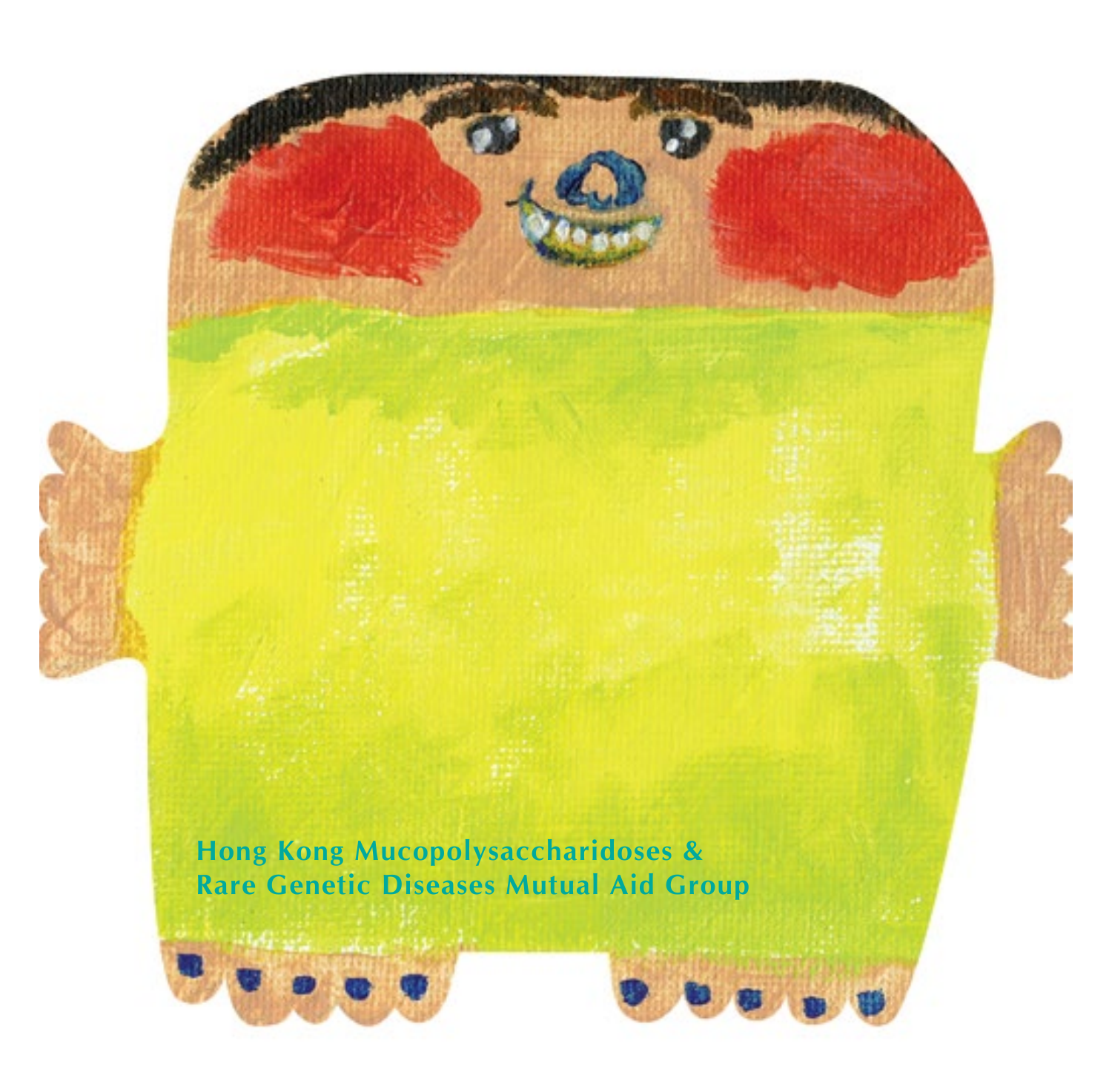Hong Kong Mucopolysaccharidoses &
Rare Genetic Diseases Mutual Aid Group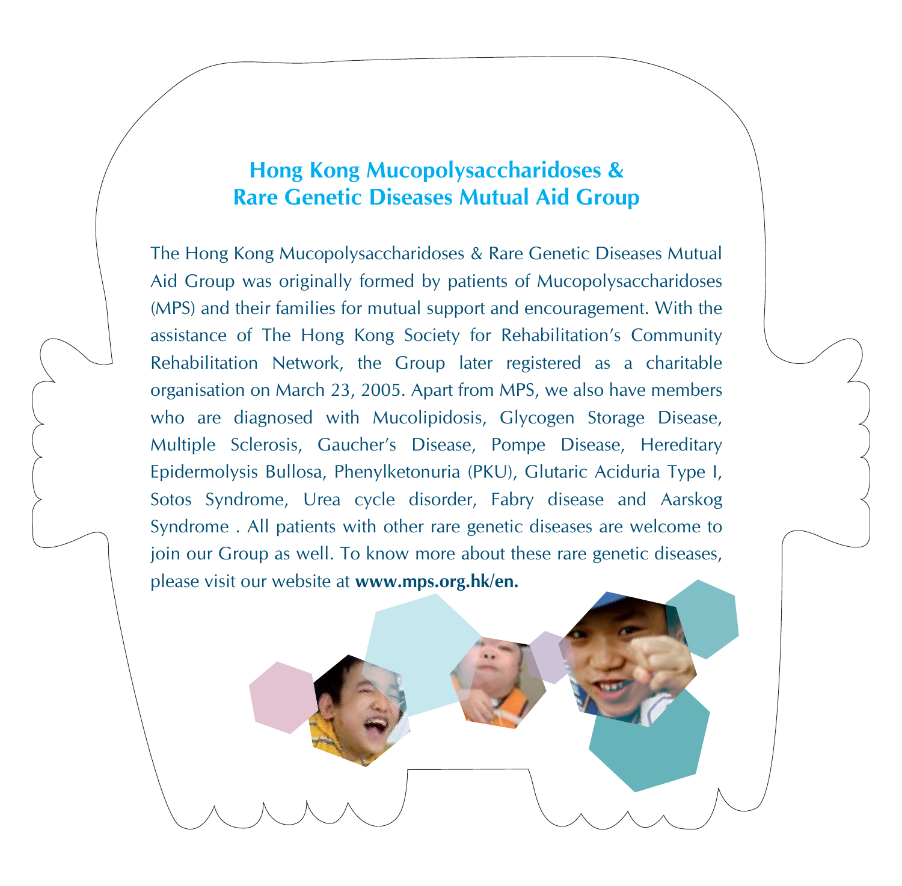## Hong Kong Mucopolysaccharidoses & Rare Genetic Diseases Mutual Aid Group

The Hong Kong Mucopolysaccharidoses & Rare Genetic Diseases Mutual Aid Group was originally formed by patients of Mucopolysaccharidoses (MPS) and their families for mutual support and encouragement. With the assistance of The Hong Kong Society for Rehabilitation's Community Rehabilitation Network, the Group later registered as a charitable organisation on March 23, 2005. Apart from MPS, we also have members who are diagnosed with Mucolipidosis, Glycogen Storage Disease, Multiple Sclerosis, Gaucher's Disease, Pompe Disease, Hereditary Epidermolysis Bullosa, Phenylketonuria (PKU), Glutaric Aciduria Type I, Sotos Syndrome, Urea cycle disorder, Fabry disease and Aarskog Syndrome . All patients with other rare genetic diseases are welcome to join our Group as well. To know more about these rare genetic diseases, please visit our website at **www.mps.org.hk/en.**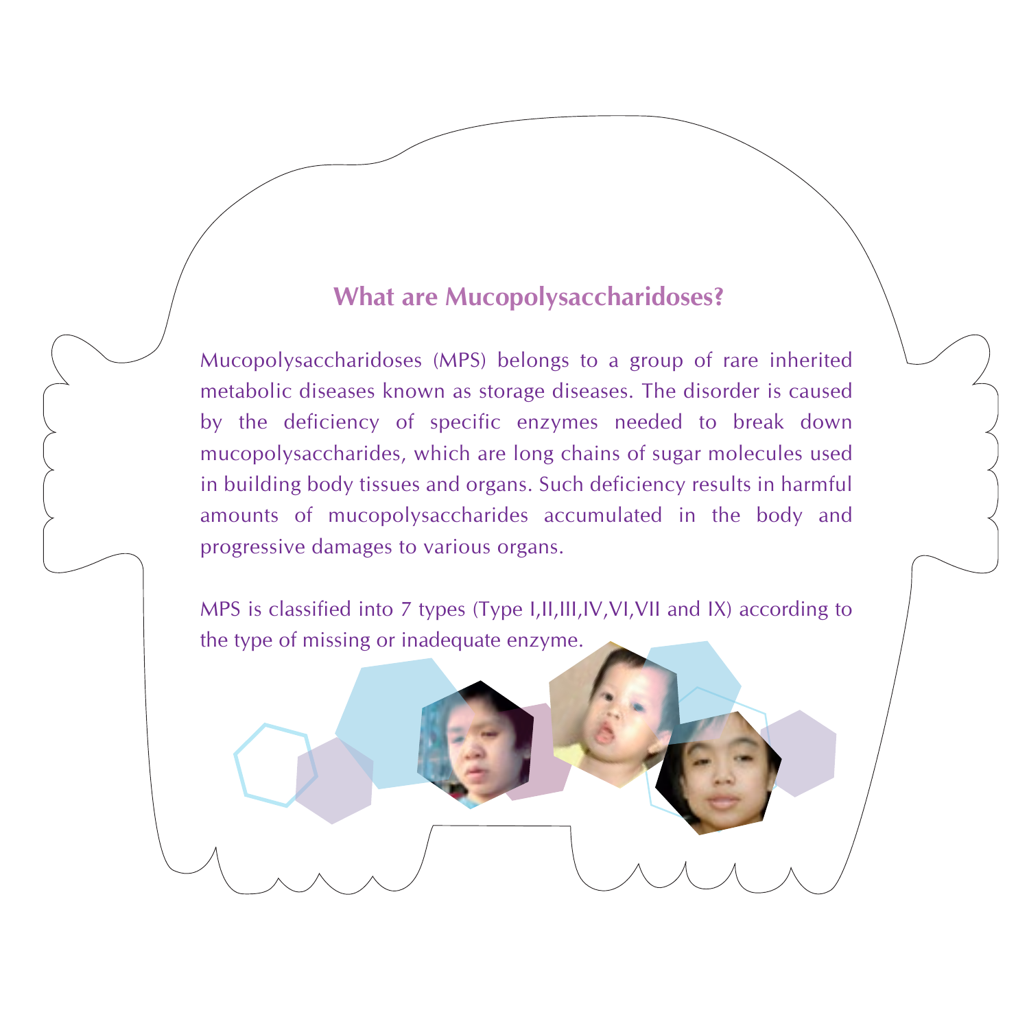## What are Mucopolysaccharidoses?

Mucopolysaccharidoses (MPS) belongs to a group of rare inherited metabolic diseases known as storage diseases. The disorder is caused by the deficiency of specific enzymes needed to break down mucopolysaccharides, which are long chains of sugar molecules used in building body tissues and organs. Such deficiency results in harmful amounts of mucopolysaccharides accumulated in the body and progressive damages to various organs.

MPS is classified into 7 types (Type I,II,III,IV,VI,VII and IX) according to the type of missing or inadequate enzyme.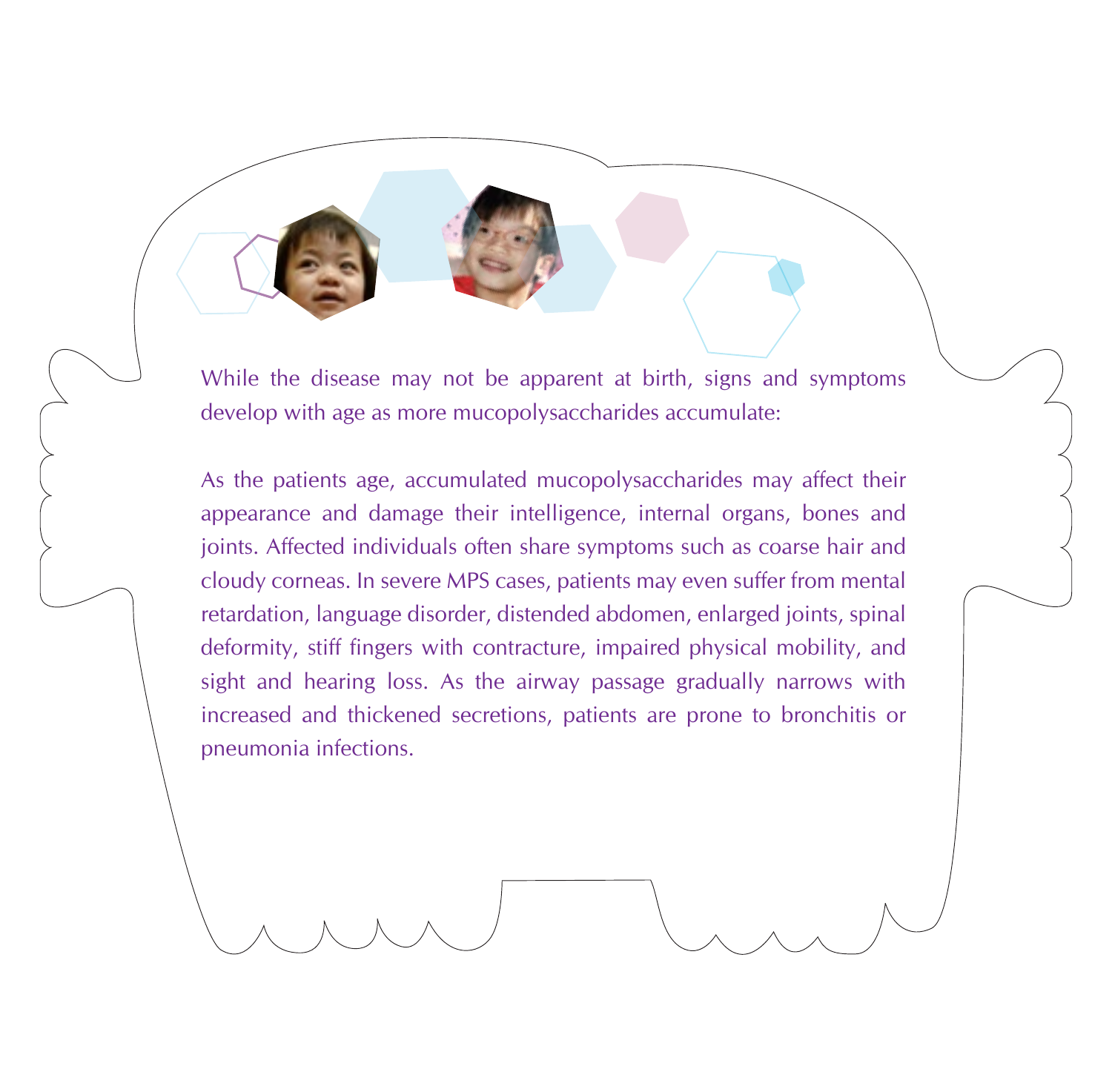While the disease may not be apparent at birth, signs and symptoms develop with age as more mucopolysaccharides accumulate:

As the patients age, accumulated mucopolysaccharides may affect their appearance and damage their intelligence, internal organs, bones and joints. Affected individuals often share symptoms such as coarse hair and cloudy corneas. In severe MPS cases, patients may even suffer from mental retardation, language disorder, distended abdomen, enlarged joints, spinal deformity, stiff fingers with contracture, impaired physical mobility, and sight and hearing loss. As the airway passage gradually narrows with increased and thickened secretions, patients are prone to bronchitis or pneumonia infections.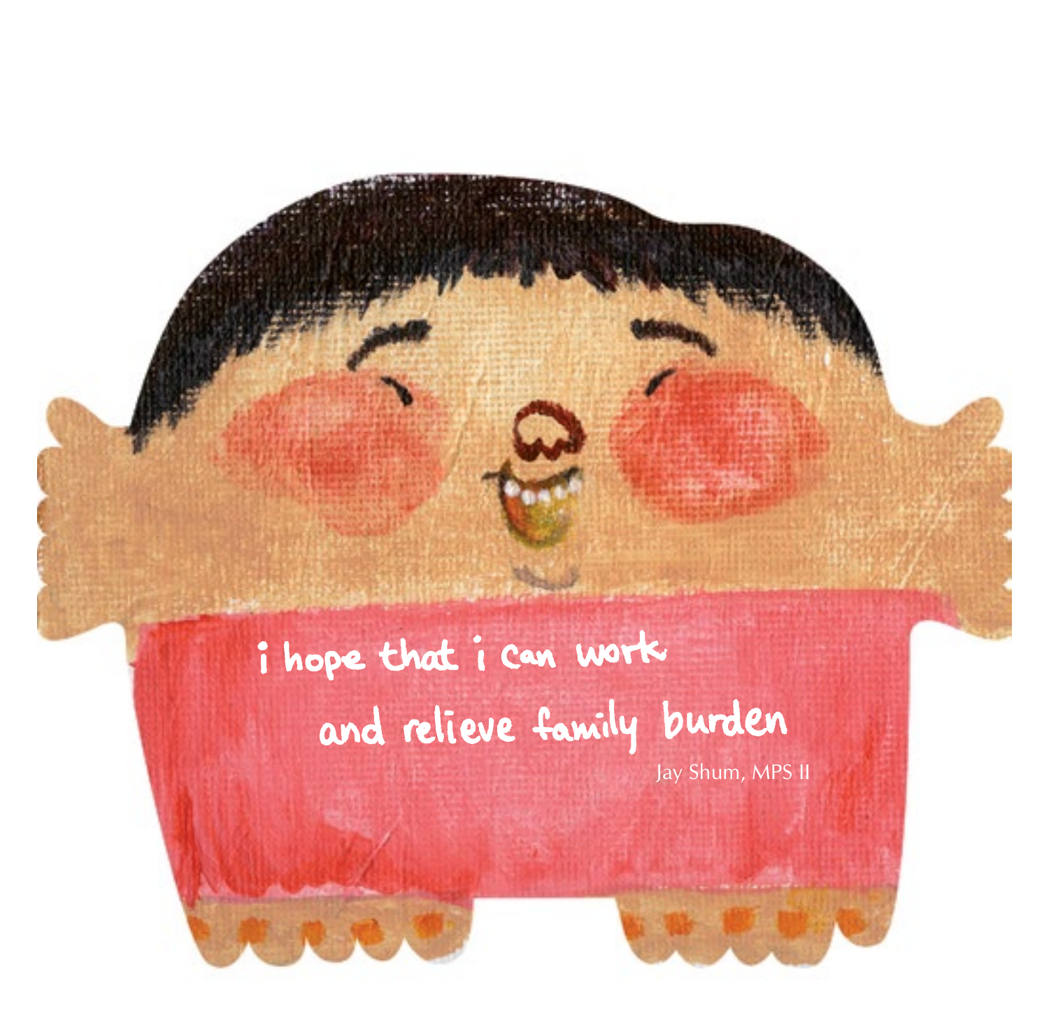i hope that i can work

and relieve family burden

Jay Shum, MPS II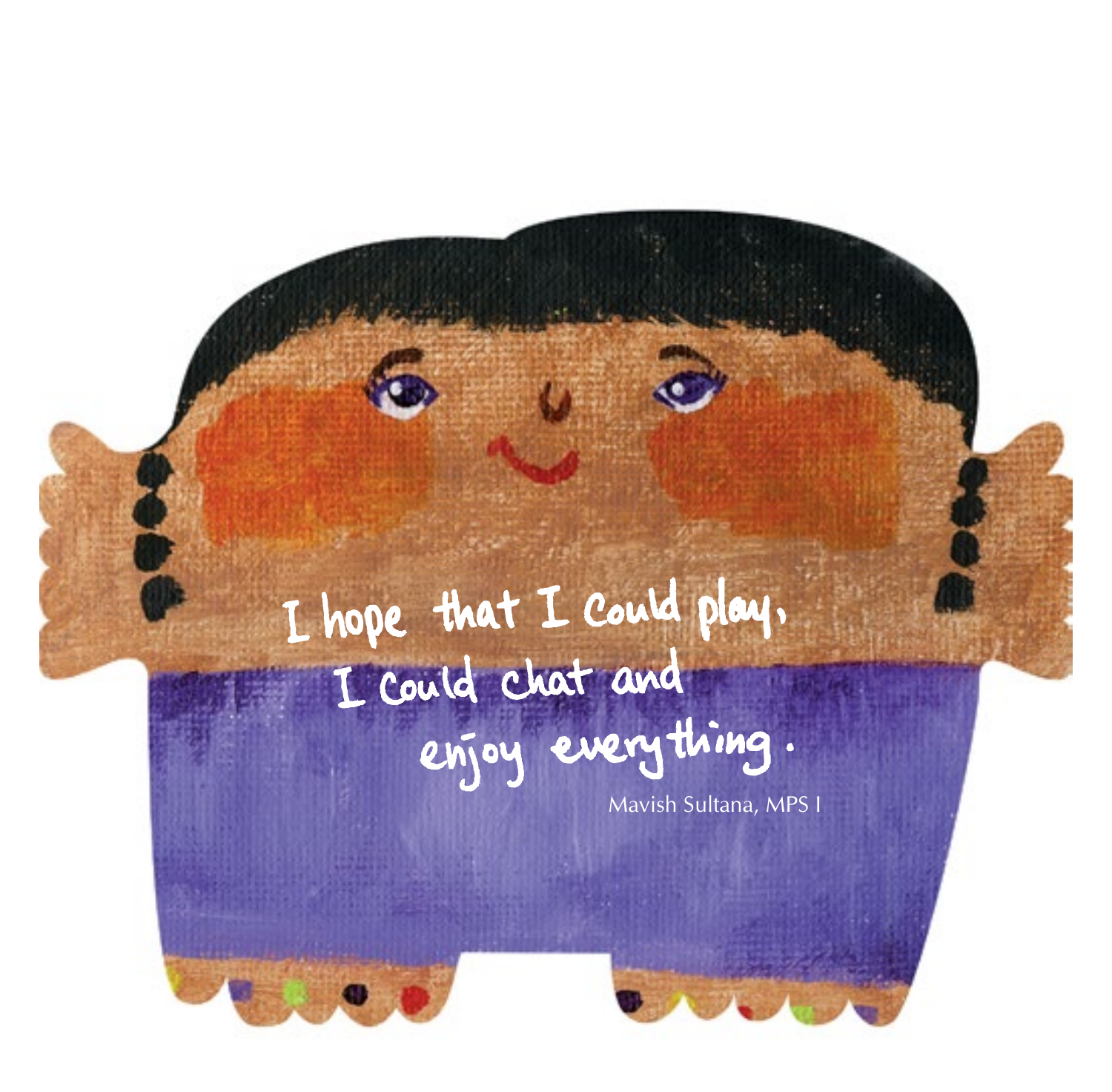I hope that I could play,
I could chat and
enjoy everything.

Mavish Sultana, MPS I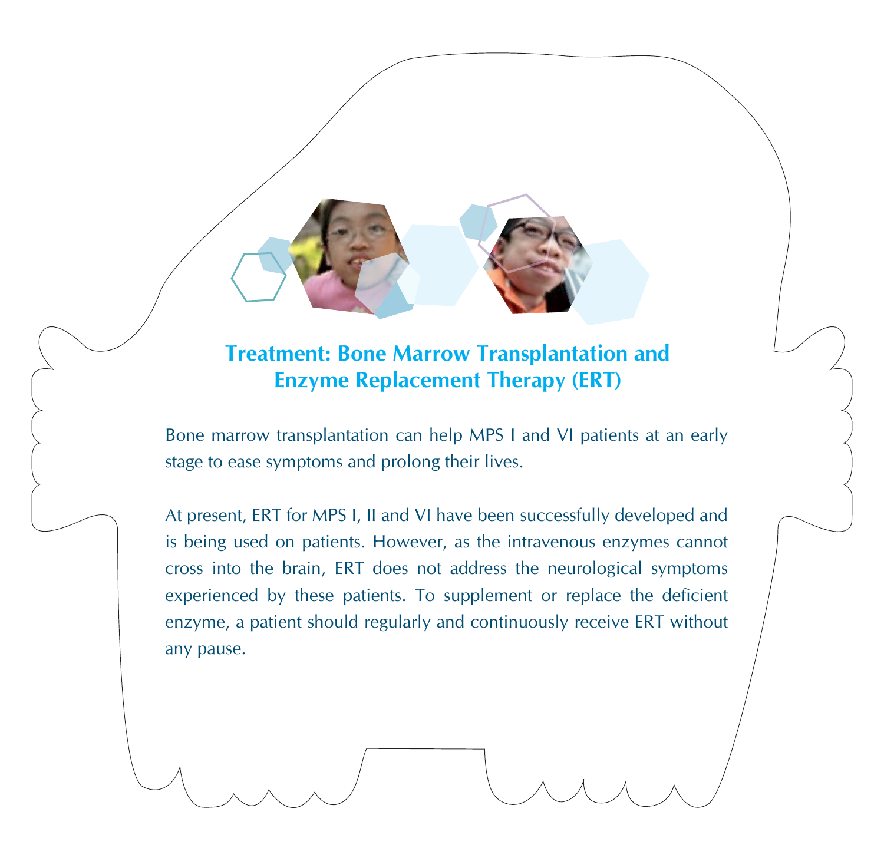## Treatment: Bone Marrow Transplantation and Enzyme Replacement Therapy (ERT)

Bone marrow transplantation can help MPS I and VI patients at an early stage to ease symptoms and prolong their lives.

At present, ERT for MPS I, II and VI have been successfully developed and is being used on patients. However, as the intravenous enzymes cannot cross into the brain, ERT does not address the neurological symptoms experienced by these patients. To supplement or replace the deficient enzyme, a patient should regularly and continuously receive ERT without any pause.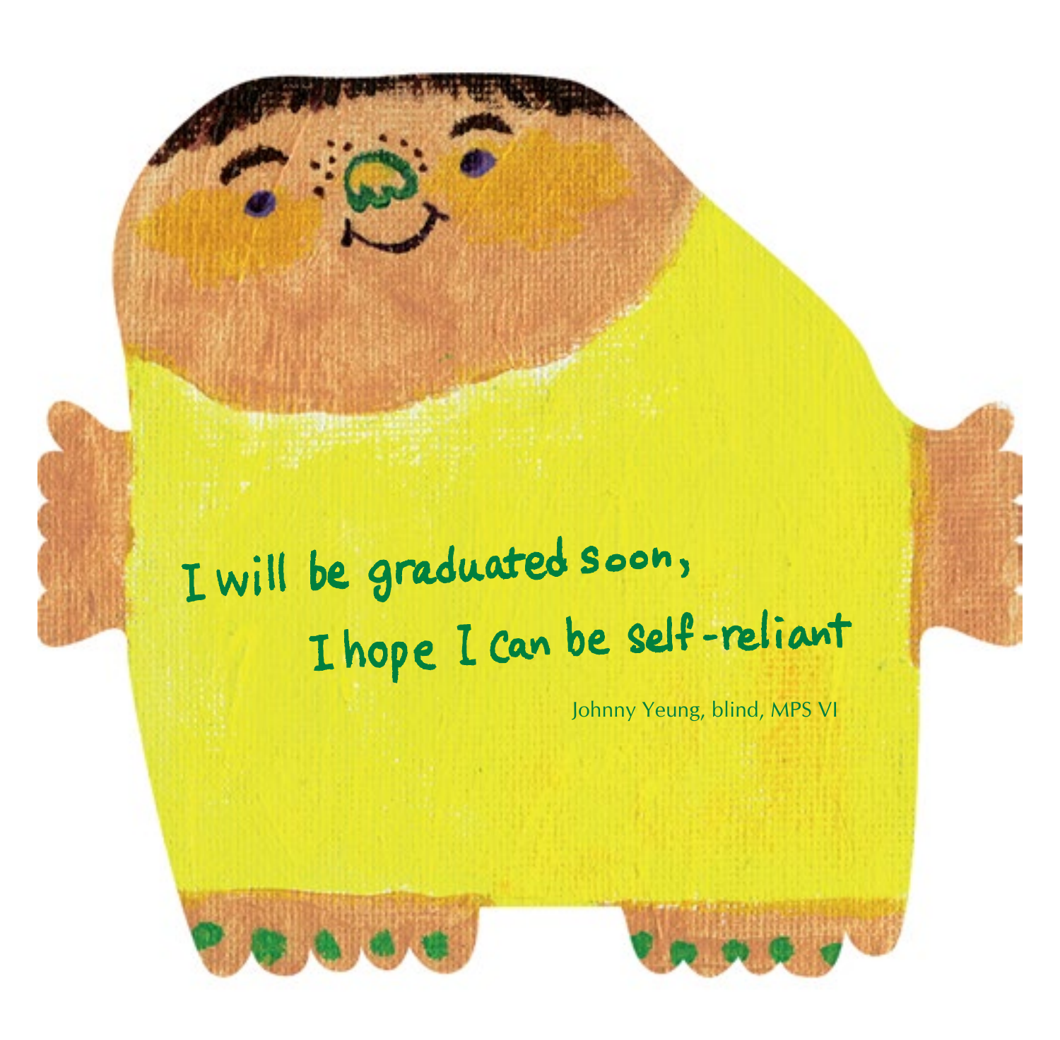I will be graduated soon,
I hope I can be self-reliant

Johnny Yeung, blind, MPS VI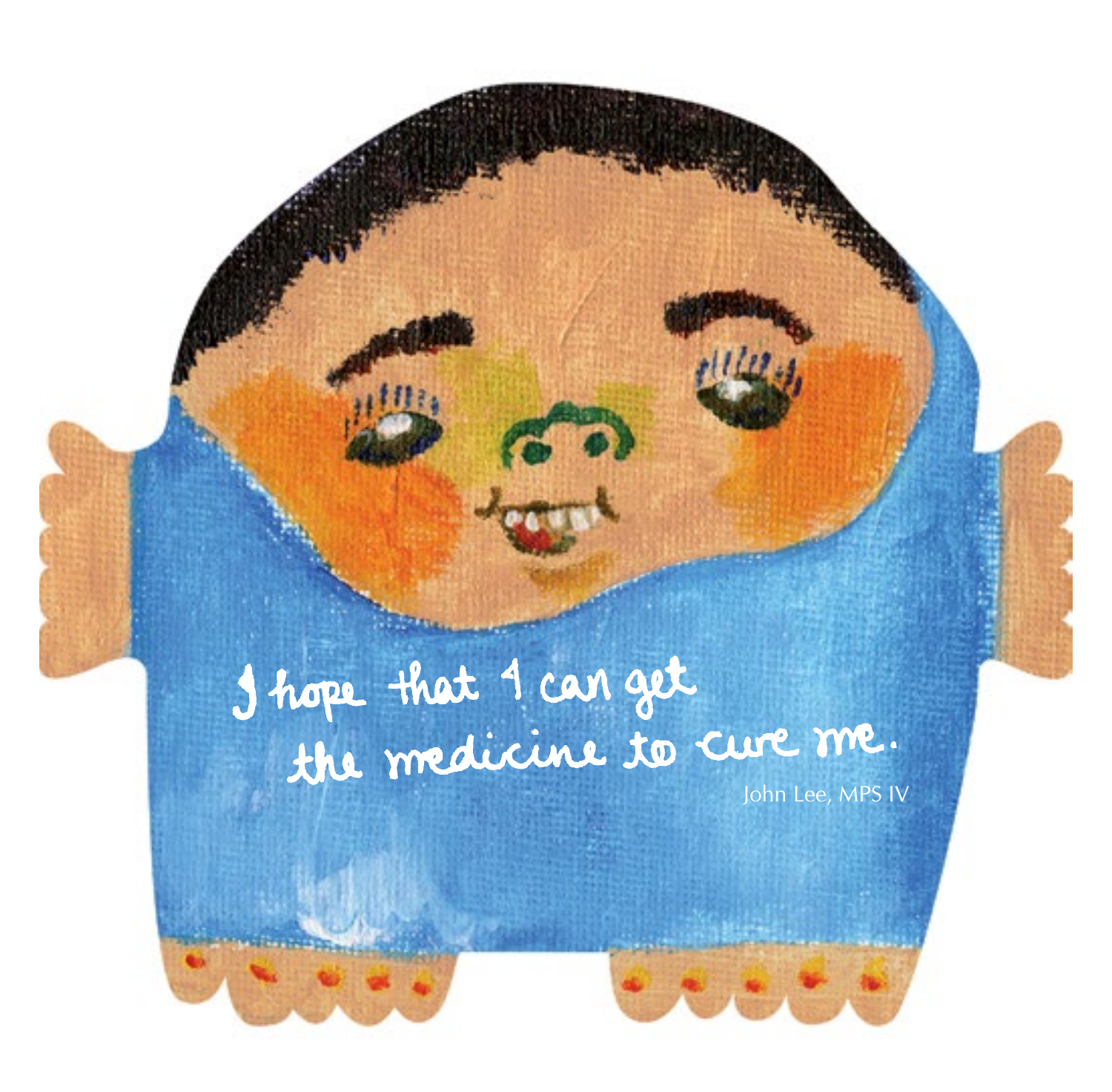I hope that I can get the medicine to cure me.

John Lee, MPS IV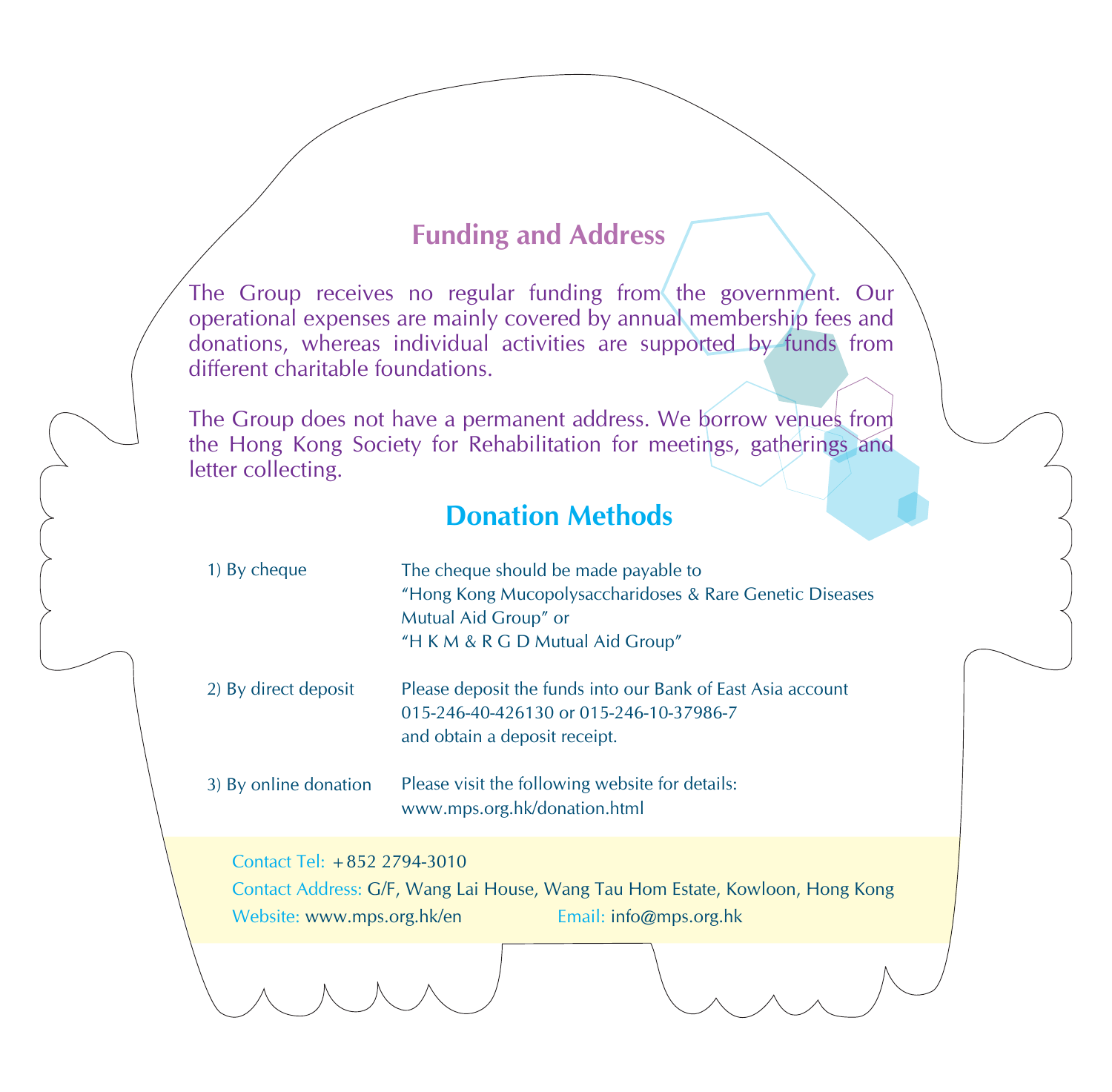## Funding and Address

The Group receives no regular funding from the government. Our operational expenses are mainly covered by annual membership fees and donations, whereas individual activities are supported by funds from different charitable foundations.

The Group does not have a permanent address. We borrow venues from the Hong Kong Society for Rehabilitation for meetings, gatherings and letter collecting.

## Donation Methods

| | |
|---|---|
| 1) By cheque | The cheque should be made payable to "Hong Kong Mucopolysaccharidoses & Rare Genetic Diseases Mutual Aid Group" or "H K M & R G D Mutual Aid Group" |
| 2) By direct deposit | Please deposit the funds into our Bank of East Asia account 015-246-40-426130 or 015-246-10-37986-7 and obtain a deposit receipt. |
| 3) By online donation | Please visit the following website for details: www.mps.org.hk/donation.html |

Contact Tel: +852 2794-3010

Contact Address: G/F, Wang Lai House, Wang Tau Hom Estate, Kowloon, Hong Kong

Website: www.mps.org.hk/en Email: info@mps.org.hk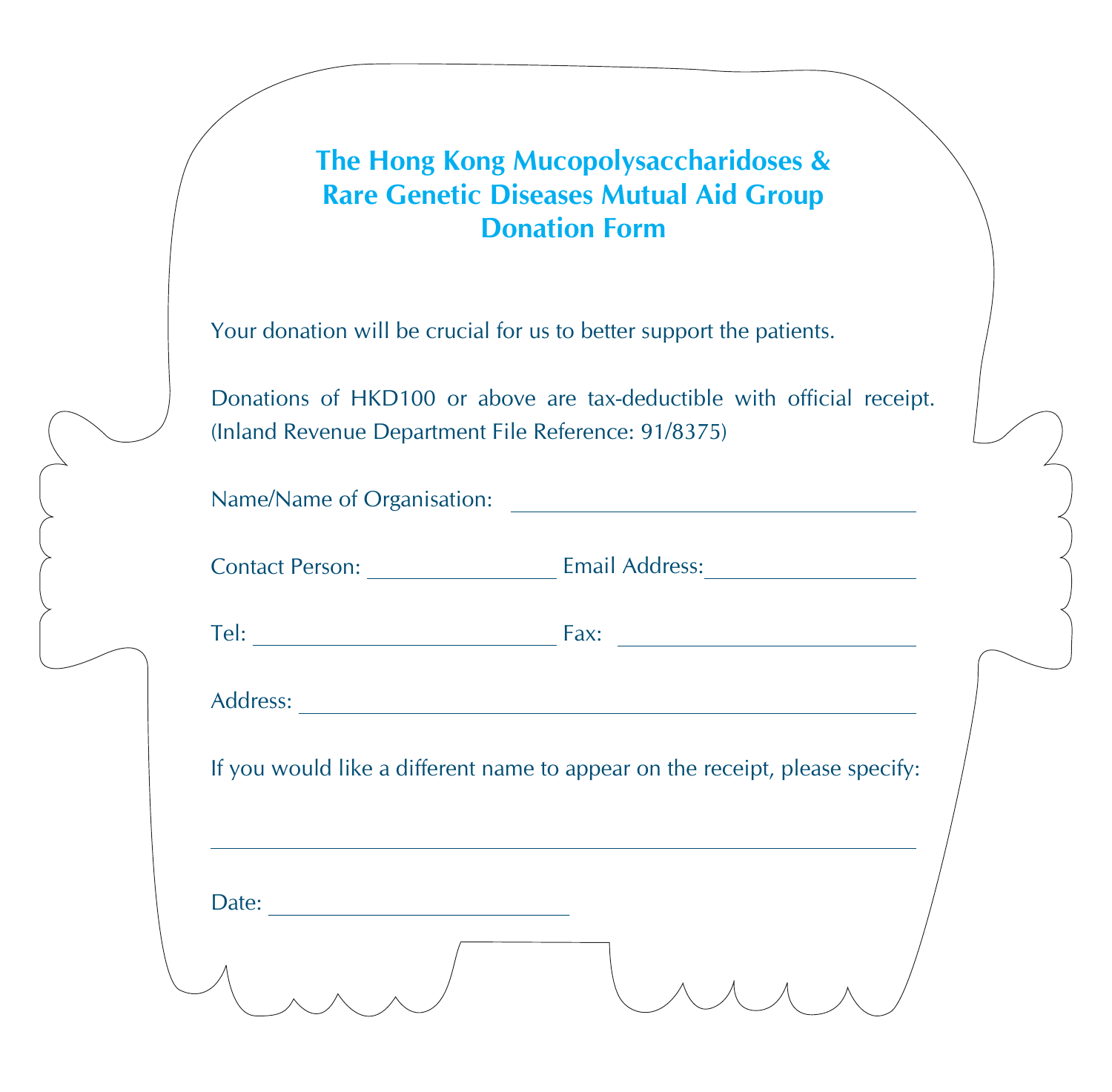# The Hong Kong Mucopolysaccharidoses & Rare Genetic Diseases Mutual Aid Group Donation Form

Your donation will be crucial for us to better support the patients.

Donations of HKD100 or above are tax-deductible with official receipt. (Inland Revenue Department File Reference: 91/8375)

Name/Name of Organisation: ______________________________

Contact Person: ______________ Email Address: ______________

Tel: ______________________ Fax: ______________________

Address: ____________________________________________

If you would like a different name to appear on the receipt, please specify:

____________________________________________________

Date: ______________________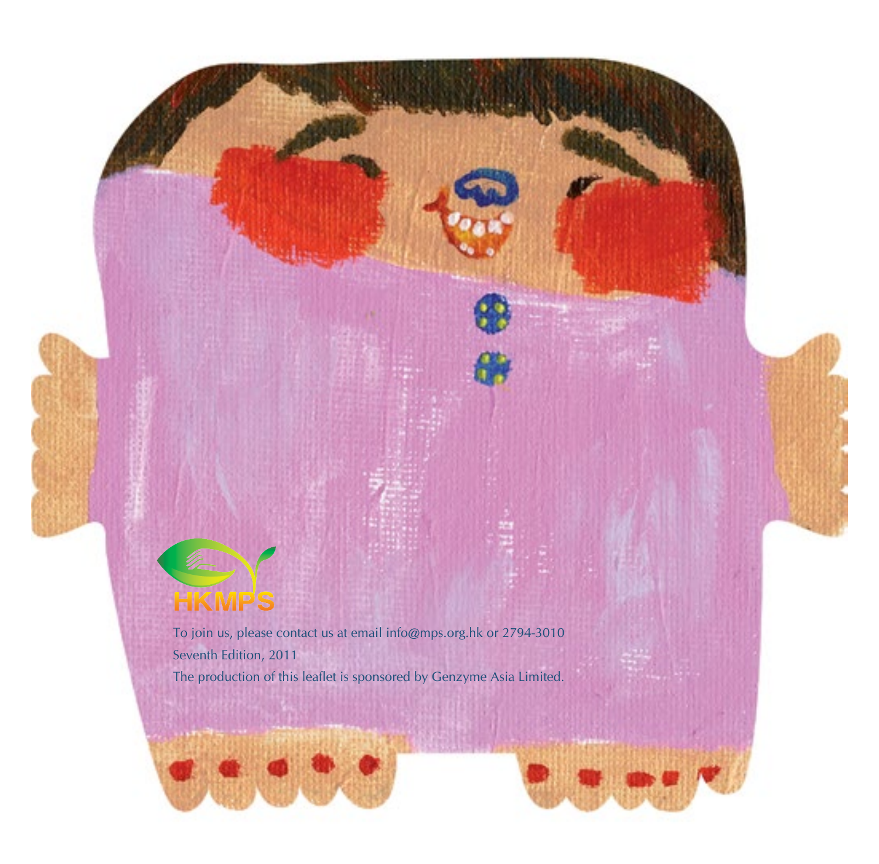HKMPS

To join us, please contact us at email info@mps.org.hk or 2794-3010

Seventh Edition, 2011

The production of this leaflet is sponsored by Genzyme Asia Limited.